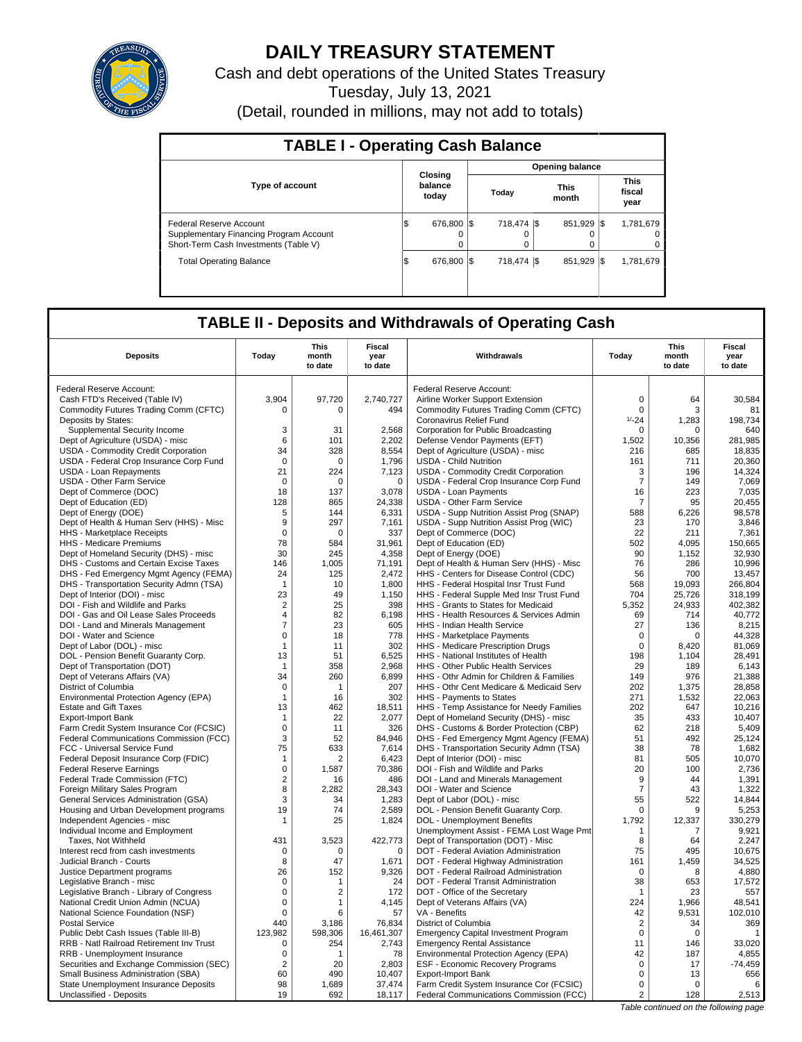# DAILY TREASURY STATEMENT

Cash and debt operations of the United States Treasury

Tuesday, July 13, 2021

(Detail, rounded in millions, may not add to totals)

## TABLE I - Operating Cash Balance

| Type of account | Closing balance today | Opening balance | | |
|---|---|---|---|---|
| | | Today | This month | This fiscal year |
| Federal Reserve Account | $ 676,800 | $ 718,474 | $ 851,929 | $ 1,781,679 |
| Supplementary Financing Program Account | 0 | 0 | 0 | 0 |
| Short-Term Cash Investments (Table V) | 0 | 0 | 0 | 0 |
| Total Operating Balance | $ 676,800 | $ 718,474 | $ 851,929 | $ 1,781,679 |

## TABLE II - Deposits and Withdrawals of Operating Cash

| Deposits | Today | This month to date | Fiscal year to date | Withdrawals | Today | This month to date | Fiscal year to date |
|---|---|---|---|---|---|---|---|
| Federal Reserve Account: | | | | Federal Reserve Account: | | | |
| Cash FTD's Received (Table IV) | 3,904 | 97,720 | 2,740,727 | Airline Worker Support Extension | 0 | 64 | 30,584 |
| Commodity Futures Trading Comm (CFTC) | 0 | 0 | 494 | Commodity Futures Trading Comm (CFTC) | 0 | 3 | 81 |
| Deposits by States: | | | | Coronavirus Relief Fund | 1/-24 | 1,283 | 198,734 |
| Supplemental Security Income | 3 | 31 | 2,568 | Corporation for Public Broadcasting | 0 | 0 | 640 |
| Dept of Agriculture (USDA) - misc | 6 | 101 | 2,202 | Defense Vendor Payments (EFT) | 1,502 | 10,356 | 281,985 |
| USDA - Commodity Credit Corporation | 34 | 328 | 8,554 | Dept of Agriculture (USDA) - misc | 216 | 685 | 18,835 |
| USDA - Federal Crop Insurance Corp Fund | 0 | 0 | 1,796 | USDA - Child Nutrition | 161 | 711 | 20,360 |
| USDA - Loan Repayments | 21 | 224 | 7,123 | USDA - Commodity Credit Corporation | 3 | 196 | 14,324 |
| USDA - Other Farm Service | 0 | 0 | 0 | USDA - Federal Crop Insurance Corp Fund | 7 | 149 | 7,069 |
| Dept of Commerce (DOC) | 18 | 137 | 3,078 | USDA - Loan Payments | 16 | 223 | 7,035 |
| Dept of Education (ED) | 128 | 865 | 24,338 | USDA - Other Farm Service | 7 | 95 | 20,455 |
| Dept of Energy (DOE) | 5 | 144 | 6,331 | USDA - Supp Nutrition Assist Prog (SNAP) | 588 | 6,226 | 98,578 |
| Dept of Health & Human Serv (HHS) - Misc | 9 | 297 | 7,161 | USDA - Supp Nutrition Assist Prog (WIC) | 23 | 170 | 3,846 |
| HHS - Marketplace Receipts | 0 | 0 | 337 | Dept of Commerce (DOC) | 22 | 211 | 7,361 |
| HHS - Medicare Premiums | 78 | 584 | 31,961 | Dept of Education (ED) | 502 | 4,095 | 150,665 |
| Dept of Homeland Security (DHS) - misc | 30 | 245 | 4,358 | Dept of Energy (DOE) | 90 | 1,152 | 32,930 |
| DHS - Customs and Certain Excise Taxes | 146 | 1,005 | 71,191 | Dept of Health & Human Serv (HHS) - Misc | 76 | 286 | 10,996 |
| DHS - Fed Emergency Mgmt Agency (FEMA) | 24 | 125 | 2,472 | HHS - Centers for Disease Control (CDC) | 56 | 700 | 13,457 |
| DHS - Transportation Security Admn (TSA) | 1 | 10 | 1,800 | HHS - Federal Hospital Insr Trust Fund | 568 | 19,093 | 266,804 |
| Dept of Interior (DOI) - misc | 23 | 49 | 1,150 | HHS - Federal Supple Med Insr Trust Fund | 704 | 25,726 | 318,199 |
| DOI - Fish and Wildlife and Parks | 2 | 25 | 398 | HHS - Grants to States for Medicaid | 5,352 | 24,933 | 402,382 |
| DOI - Gas and Oil Lease Sales Proceeds | 4 | 82 | 6,198 | HHS - Health Resources & Services Admin | 69 | 714 | 40,772 |
| DOI - Land and Minerals Management | 7 | 23 | 605 | HHS - Indian Health Service | 27 | 136 | 8,215 |
| DOI - Water and Science | 0 | 18 | 778 | HHS - Marketplace Payments | 0 | 0 | 44,328 |
| Dept of Labor (DOL) - misc | 1 | 11 | 302 | HHS - Medicare Prescription Drugs | 0 | 8,420 | 81,069 |
| DOL - Pension Benefit Guaranty Corp. | 13 | 51 | 6,525 | HHS - National Institutes of Health | 198 | 1,104 | 28,491 |
| Dept of Transportation (DOT) | 1 | 358 | 2,968 | HHS - Other Public Health Services | 29 | 189 | 6,143 |
| Dept of Veterans Affairs (VA) | 34 | 260 | 6,899 | HHS - Othr Admin for Children & Families | 149 | 976 | 21,388 |
| District of Columbia | 0 | 1 | 207 | HHS - Othr Cent Medicare & Medicaid Serv | 202 | 1,375 | 28,858 |
| Environmental Protection Agency (EPA) | 1 | 16 | 302 | HHS - Payments to States | 271 | 1,532 | 22,063 |
| Estate and Gift Taxes | 13 | 462 | 18,511 | HHS - Temp Assistance for Needy Families | 202 | 647 | 10,216 |
| Export-Import Bank | 1 | 22 | 2,077 | Dept of Homeland Security (DHS) - misc | 35 | 433 | 10,407 |
| Farm Credit System Insurance Cor (FCSIC) | 0 | 11 | 326 | DHS - Customs & Border Protection (CBP) | 62 | 218 | 5,409 |
| Federal Communications Commission (FCC) | 3 | 52 | 84,946 | DHS - Fed Emergency Mgmt Agency (FEMA) | 51 | 492 | 25,124 |
| FCC - Universal Service Fund | 75 | 633 | 7,614 | DHS - Transportation Security Admn (TSA) | 38 | 78 | 1,682 |
| Federal Deposit Insurance Corp (FDIC) | 1 | 2 | 6,423 | Dept of Interior (DOI) - misc | 81 | 505 | 10,070 |
| Federal Reserve Earnings | 0 | 1,587 | 70,386 | DOI - Fish and Wildlife and Parks | 20 | 100 | 2,736 |
| Federal Trade Commission (FTC) | 2 | 16 | 486 | DOI - Land and Minerals Management | 9 | 44 | 1,391 |
| Foreign Military Sales Program | 8 | 2,282 | 28,343 | DOI - Water and Science | 7 | 43 | 1,322 |
| General Services Administration (GSA) | 3 | 34 | 1,283 | Dept of Labor (DOL) - misc | 55 | 522 | 14,844 |
| Housing and Urban Development programs | 19 | 74 | 2,589 | DOL - Pension Benefit Guaranty Corp. | 0 | 9 | 5,253 |
| Independent Agencies - misc | 1 | 25 | 1,824 | DOL - Unemployment Benefits | 1,792 | 12,337 | 330,279 |
| Individual Income and Employment Taxes, Not Withheld | 431 | 3,523 | 422,773 | Unemployment Assist - FEMA Lost Wage Pmt | 1 | 7 | 9,921 |
| Interest recd from cash investments | 0 | 0 | 0 | Dept of Transportation (DOT) - Misc | 8 | 64 | 2,247 |
| Judicial Branch - Courts | 8 | 47 | 1,671 | DOT - Federal Aviation Administration | 75 | 495 | 10,675 |
| Justice Department programs | 26 | 152 | 9,326 | DOT - Federal Highway Administration | 161 | 1,459 | 34,525 |
| Legislative Branch - misc | 0 | 1 | 24 | DOT - Federal Railroad Administration | 0 | 8 | 4,880 |
| Legislative Branch - Library of Congress | 0 | 2 | 172 | DOT - Federal Transit Administration | 38 | 653 | 17,572 |
| National Credit Union Admin (NCUA) | 0 | 1 | 4,145 | DOT - Office of the Secretary | 1 | 23 | 557 |
| National Science Foundation (NSF) | 0 | 6 | 57 | Dept of Veterans Affairs (VA) | 224 | 1,966 | 48,541 |
| Postal Service | 440 | 3,186 | 76,834 | VA - Benefits | 42 | 9,531 | 102,010 |
| Public Debt Cash Issues (Table III-B) | 123,982 | 598,306 | 16,461,307 | District of Columbia | 2 | 34 | 369 |
| RRB - Natl Railroad Retirement Inv Trust | 0 | 254 | 2,743 | Emergency Capital Investment Program | 0 | 0 | 1 |
| RRB - Unemployment Insurance | 0 | 1 | 78 | Emergency Rental Assistance | 11 | 146 | 33,020 |
| Securities and Exchange Commission (SEC) | 2 | 20 | 2,803 | Environmental Protection Agency (EPA) | 42 | 187 | 4,855 |
| Small Business Administration (SBA) | 60 | 490 | 10,407 | ESF - Economic Recovery Programs | 0 | 17 | -74,459 |
| State Unemployment Insurance Deposits | 98 | 1,689 | 37,474 | Export-Import Bank | 0 | 13 | 656 |
| Unclassified - Deposits | 19 | 692 | 18,117 | Farm Credit System Insur Cor (FCSIC) | 0 | 0 | 6 |
| | | | | Federal Communications Commission (FCC) | 2 | 128 | 2,513 |

*Table continued on the following page*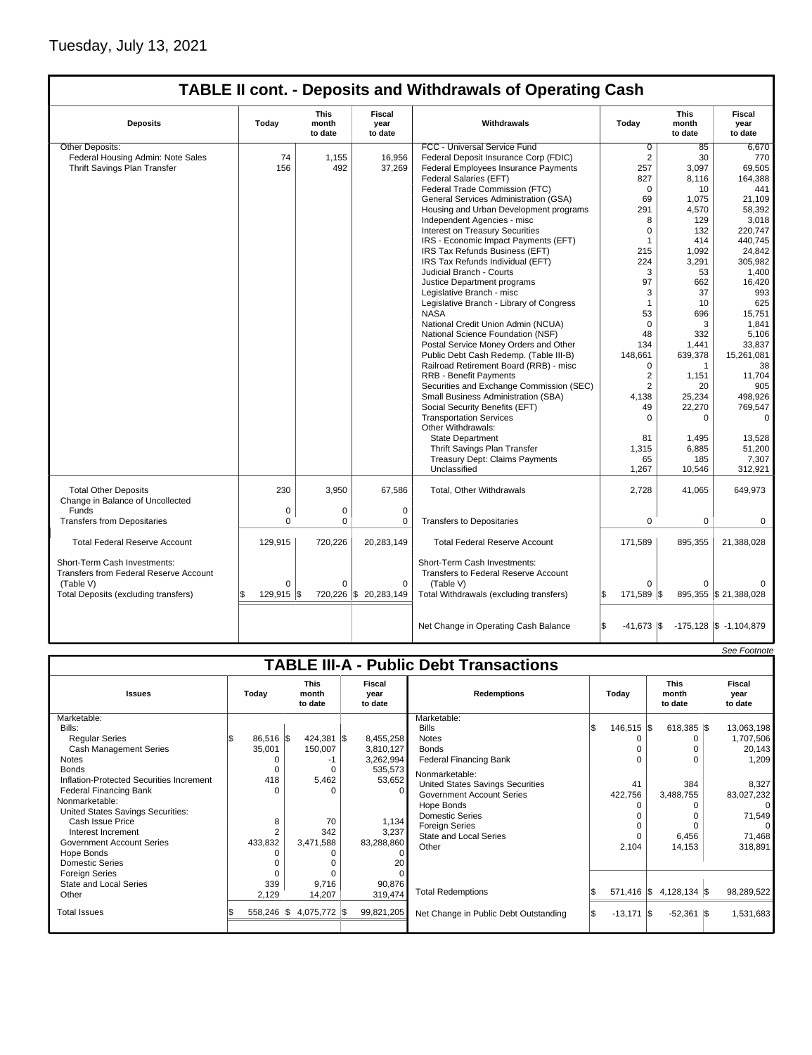Tuesday, July 13, 2021

## TABLE II cont. - Deposits and Withdrawals of Operating Cash

| Deposits | Today | This month to date | Fiscal year to date | Withdrawals | Today | This month to date | Fiscal year to date |
|---|---|---|---|---|---|---|---|
| Other Deposits: | | | | FCC - Universal Service Fund | 0 | 85 | 6,670 |
| Federal Housing Admin: Note Sales | 74 | 1,155 | 16,956 | Federal Deposit Insurance Corp (FDIC) | 2 | 30 | 770 |
| Thrift Savings Plan Transfer | 156 | 492 | 37,269 | Federal Employees Insurance Payments | 257 | 3,097 | 69,505 |
| | | | | Federal Salaries (EFT) | 827 | 8,116 | 164,388 |
| | | | | Federal Trade Commission (FTC) | 0 | 10 | 441 |
| | | | | General Services Administration (GSA) | 69 | 1,075 | 21,109 |
| | | | | Housing and Urban Development programs | 291 | 4,570 | 58,392 |
| | | | | Independent Agencies - misc | 8 | 129 | 3,018 |
| | | | | Interest on Treasury Securities | 0 | 132 | 220,747 |
| | | | | IRS - Economic Impact Payments (EFT) | 1 | 414 | 440,745 |
| | | | | IRS Tax Refunds Business (EFT) | 215 | 1,092 | 24,842 |
| | | | | IRS Tax Refunds Individual (EFT) | 224 | 3,291 | 305,982 |
| | | | | Judicial Branch - Courts | 3 | 53 | 1,400 |
| | | | | Justice Department programs | 97 | 662 | 16,420 |
| | | | | Legislative Branch - misc | 3 | 37 | 993 |
| | | | | Legislative Branch - Library of Congress | 1 | 10 | 625 |
| | | | | NASA | 53 | 696 | 15,751 |
| | | | | National Credit Union Admin (NCUA) | 0 | 3 | 1,841 |
| | | | | National Science Foundation (NSF) | 48 | 332 | 5,106 |
| | | | | Postal Service Money Orders and Other | 134 | 1,441 | 33,837 |
| | | | | Public Debt Cash Redemp. (Table III-B) | 148,661 | 639,378 | 15,261,081 |
| | | | | Railroad Retirement Board (RRB) - misc | 0 | 1 | 38 |
| | | | | RRB - Benefit Payments | 2 | 1,151 | 11,704 |
| | | | | Securities and Exchange Commission (SEC) | 2 | 20 | 905 |
| | | | | Small Business Administration (SBA) | 4,138 | 25,234 | 498,926 |
| | | | | Social Security Benefits (EFT) | 49 | 22,270 | 769,547 |
| | | | | Transportation Services | 0 | 0 | 0 |
| | | | | Other Withdrawals: | | | |
| | | | | State Department | 81 | 1,495 | 13,528 |
| | | | | Thrift Savings Plan Transfer | 1,315 | 6,885 | 51,200 |
| | | | | Treasury Dept: Claims Payments | 65 | 185 | 7,307 |
| | | | | Unclassified | 1,267 | 10,546 | 312,921 |
| Total Other Deposits | 230 | 3,950 | 67,586 | Total, Other Withdrawals | 2,728 | 41,065 | 649,973 |
| Change in Balance of Uncollected Funds | 0 | 0 | 0 | | | | |
| Transfers from Depositaries | 0 | 0 | 0 | Transfers to Depositaries | 0 | 0 | 0 |
| Total Federal Reserve Account | 129,915 | 720,226 | 20,283,149 | Total Federal Reserve Account | 171,589 | 895,355 | 21,388,028 |
| Short-Term Cash Investments: Transfers from Federal Reserve Account (Table V) | 0 | 0 | 0 | Short-Term Cash Investments: Transfers to Federal Reserve Account (Table V) | 0 | 0 | 0 |
| Total Deposits (excluding transfers) | $ 129,915 | $ 720,226 | $ 20,283,149 | Total Withdrawals (excluding transfers) | $ 171,589 | $ 895,355 | $ 21,388,028 |
| | | | | Net Change in Operating Cash Balance | $ -41,673 | $ -175,128 | $ -1,104,879 |

*See Footnote*

## TABLE III-A - Public Debt Transactions

| Issues | Today | This month to date | Fiscal year to date | Redemptions | Today | This month to date | Fiscal year to date |
|---|---|---|---|---|---|---|---|
| Marketable: | | | | Marketable: | | | |
| Bills: | | | | Bills | $ 146,515 | $ 618,385 | $ 13,063,198 |
| Regular Series | $ 86,516 | $ 424,381 | $ 8,455,258 | Notes | 0 | 0 | 1,707,506 |
| Cash Management Series | 35,001 | 150,007 | 3,810,127 | Bonds | 0 | 0 | 20,143 |
| Notes | 0 | -1 | 3,262,994 | Federal Financing Bank | 0 | 0 | 1,209 |
| Bonds | 0 | 0 | 535,573 | Nonmarketable: | | | |
| Inflation-Protected Securities Increment | 418 | 5,462 | 53,652 | United States Savings Securities | 41 | 384 | 8,327 |
| Federal Financing Bank | 0 | 0 | 0 | Government Account Series | 422,756 | 3,488,755 | 83,027,232 |
| Nonmarketable: | | | | Hope Bonds | 0 | 0 | 0 |
| United States Savings Securities: | | | | Domestic Series | 0 | 0 | 71,549 |
| Cash Issue Price | 8 | 70 | 1,134 | Foreign Series | 0 | 0 | 0 |
| Interest Increment | 2 | 342 | 3,237 | State and Local Series | 0 | 6,456 | 71,468 |
| Government Account Series | 433,832 | 3,471,588 | 83,288,860 | Other | 2,104 | 14,153 | 318,891 |
| Hope Bonds | 0 | 0 | 0 | | | | |
| Domestic Series | 0 | 0 | 20 | | | | |
| Foreign Series | 0 | 0 | 0 | | | | |
| State and Local Series | 339 | 9,716 | 90,876 | | | | |
| Other | 2,129 | 14,207 | 319,474 | Total Redemptions | $ 571,416 | $ 4,128,134 | $ 98,289,522 |
| Total Issues | $ 558,246 | $ 4,075,772 | $ 99,821,205 | Net Change in Public Debt Outstanding | $ -13,171 | $ -52,361 | $ 1,531,683 |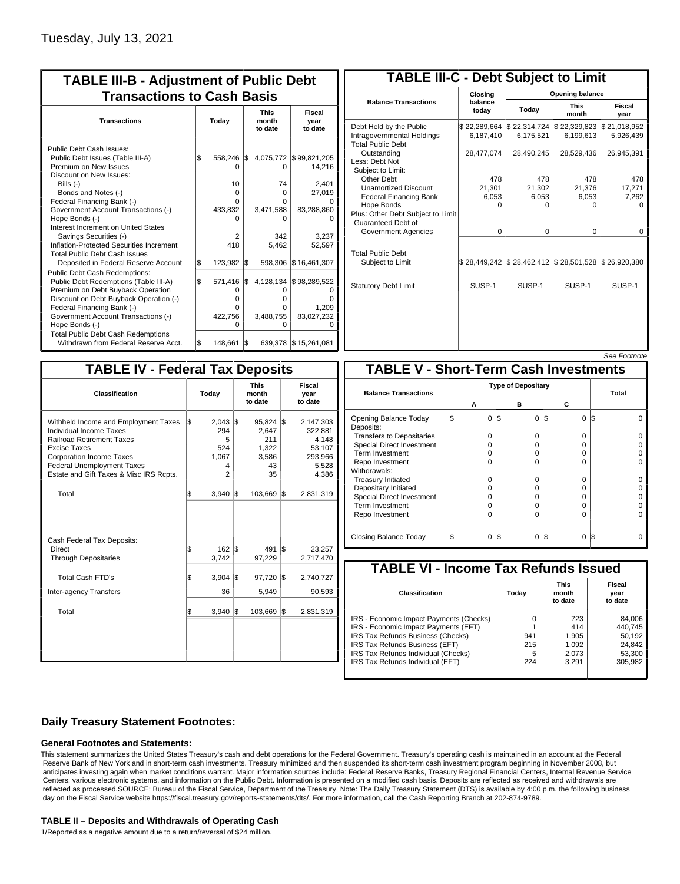Tuesday, July 13, 2021

## TABLE III-B - Adjustment of Public Debt Transactions to Cash Basis

| Transactions | Today | This month to date | Fiscal year to date |
|---|---|---|---|
| Public Debt Cash Issues: | | | |
| Public Debt Issues (Table III-A) | $ 558,246 | $ 4,075,772 | $ 99,821,205 |
| Premium on New Issues | 0 | 0 | 14,216 |
| Discount on New Issues: | | | |
| Bills (-) | 10 | 74 | 2,401 |
| Bonds and Notes (-) | 0 | 0 | 27,019 |
| Federal Financing Bank (-) | 0 | 0 | 0 |
| Government Account Transactions (-) | 433,832 | 3,471,588 | 83,288,860 |
| Hope Bonds (-) | 0 | 0 | 0 |
| Interest Increment on United States Savings Securities (-) | 2 | 342 | 3,237 |
| Inflation-Protected Securities Increment | 418 | 5,462 | 52,597 |
| Total Public Debt Cash Issues Deposited in Federal Reserve Account | $ 123,982 | $ 598,306 | $ 16,461,307 |
| Public Debt Cash Redemptions: | | | |
| Public Debt Redemptions (Table III-A) | $ 571,416 | $ 4,128,134 | $ 98,289,522 |
| Premium on Debt Buyback Operation | 0 | 0 | 0 |
| Discount on Debt Buyback Operation (-) | 0 | 0 | 0 |
| Federal Financing Bank (-) | 0 | 0 | 1,209 |
| Government Account Transactions (-) | 422,756 | 3,488,755 | 83,027,232 |
| Hope Bonds (-) | 0 | 0 | 0 |
| Total Public Debt Cash Redemptions Withdrawn from Federal Reserve Acct. | $ 148,661 | $ 639,378 | $ 15,261,081 |

## TABLE III-C - Debt Subject to Limit

| Balance Transactions | Closing balance today | Opening balance Today | Opening balance This month | Opening balance Fiscal year |
|---|---|---|---|---|
| Debt Held by the Public | $ 22,289,664 | $ 22,314,724 | $ 22,329,823 | $ 21,018,952 |
| Intragovernmental Holdings | 6,187,410 | 6,175,521 | 6,199,613 | 5,926,439 |
| Total Public Debt Outstanding | 28,477,074 | 28,490,245 | 28,529,436 | 26,945,391 |
| Less: Debt Not Subject to Limit: | | | | |
| Other Debt | 478 | 478 | 478 | 478 |
| Unamortized Discount | 21,301 | 21,302 | 21,376 | 17,271 |
| Federal Financing Bank | 6,053 | 6,053 | 6,053 | 7,262 |
| Hope Bonds | 0 | 0 | 0 | 0 |
| Plus: Other Debt Subject to Limit Guaranteed Debt of Government Agencies | 0 | 0 | 0 | 0 |
| Total Public Debt Subject to Limit | $ 28,449,242 | $ 28,462,412 | $ 28,501,528 | $ 26,920,380 |
| Statutory Debt Limit | SUSP-1 | SUSP-1 | SUSP-1 | SUSP-1 |

*See Footnote*

## TABLE IV - Federal Tax Deposits

| Classification | Today | This month to date | Fiscal year to date |
|---|---|---|---|
| Withheld Income and Employment Taxes | $ 2,043 | $ 95,824 | $ 2,147,303 |
| Individual Income Taxes | 294 | 2,647 | 322,881 |
| Railroad Retirement Taxes | 5 | 211 | 4,148 |
| Excise Taxes | 524 | 1,322 | 53,107 |
| Corporation Income Taxes | 1,067 | 3,586 | 293,966 |
| Federal Unemployment Taxes | 4 | 43 | 5,528 |
| Estate and Gift Taxes & Misc IRS Rcpts. | 2 | 35 | 4,386 |
| Total | $ 3,940 | $ 103,669 | $ 2,831,319 |
| Cash Federal Tax Deposits: | | | |
| Direct | $ 162 | $ 491 | $ 23,257 |
| Through Depositaries | 3,742 | 97,229 | 2,717,470 |
| Total Cash FTD's | $ 3,904 | $ 97,720 | $ 2,740,727 |
| Inter-agency Transfers | 36 | 5,949 | 90,593 |
| Total | $ 3,940 | $ 103,669 | $ 2,831,319 |

## TABLE V - Short-Term Cash Investments

| Balance Transactions | A | B | C | Total |
|---|---|---|---|---|
| Opening Balance Today | $ 0 | $ 0 | $ 0 | $ 0 |
| Deposits: | | | | |
| Transfers to Depositaries | 0 | 0 | 0 | 0 |
| Special Direct Investment | 0 | 0 | 0 | 0 |
| Term Investment | 0 | 0 | 0 | 0 |
| Repo Investment | 0 | 0 | 0 | 0 |
| Withdrawals: | | | | |
| Treasury Initiated | 0 | 0 | 0 | 0 |
| Depositary Initiated | 0 | 0 | 0 | 0 |
| Special Direct Investment | 0 | 0 | 0 | 0 |
| Term Investment | 0 | 0 | 0 | 0 |
| Repo Investment | 0 | 0 | 0 | 0 |
| Closing Balance Today | $ 0 | $ 0 | $ 0 | $ 0 |

## TABLE VI - Income Tax Refunds Issued

| Classification | Today | This month to date | Fiscal year to date |
|---|---|---|---|
| IRS - Economic Impact Payments (Checks) | 0 | 723 | 84,006 |
| IRS - Economic Impact Payments (EFT) | 1 | 414 | 440,745 |
| IRS Tax Refunds Business (Checks) | 941 | 1,905 | 50,192 |
| IRS Tax Refunds Business (EFT) | 215 | 1,092 | 24,842 |
| IRS Tax Refunds Individual (Checks) | 5 | 2,073 | 53,300 |
| IRS Tax Refunds Individual (EFT) | 224 | 3,291 | 305,982 |

### Daily Treasury Statement Footnotes:

#### General Footnotes and Statements:

This statement summarizes the United States Treasury's cash and debt operations for the Federal Government. Treasury's operating cash is maintained in an account at the Federal Reserve Bank of New York and in short-term cash investments. Treasury minimized and then suspended its short-term cash investment program beginning in November 2008, but anticipates investing again when market conditions warrant. Major information sources include: Federal Reserve Banks, Treasury Regional Financial Centers, Internal Revenue Service Centers, various electronic systems, and information on the Public Debt. Information is presented on a modified cash basis. Deposits are reflected as received and withdrawals are reflected as processed.SOURCE: Bureau of the Fiscal Service, Department of the Treasury. Note: The Daily Treasury Statement (DTS) is available by 4:00 p.m. the following business day on the Fiscal Service website https://fiscal.treasury.gov/reports-statements/dts/. For more information, call the Cash Reporting Branch at 202-874-9789.

#### TABLE II – Deposits and Withdrawals of Operating Cash

1/Reported as a negative amount due to a return/reversal of $24 million.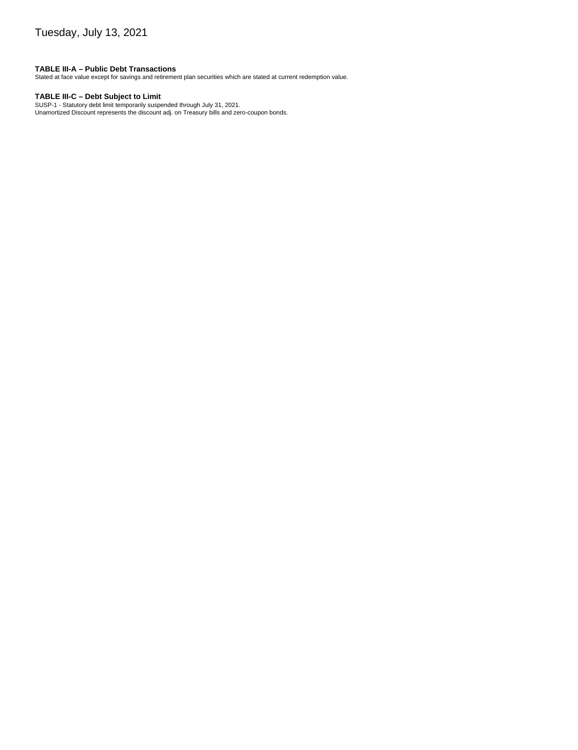Tuesday, July 13, 2021

**TABLE III-A – Public Debt Transactions**

Stated at face value except for savings and retirement plan securities which are stated at current redemption value.

**TABLE III-C – Debt Subject to Limit**

SUSP-1 - Statutory debt limit temporarily suspended through July 31, 2021.

Unamortized Discount represents the discount adj. on Treasury bills and zero-coupon bonds.